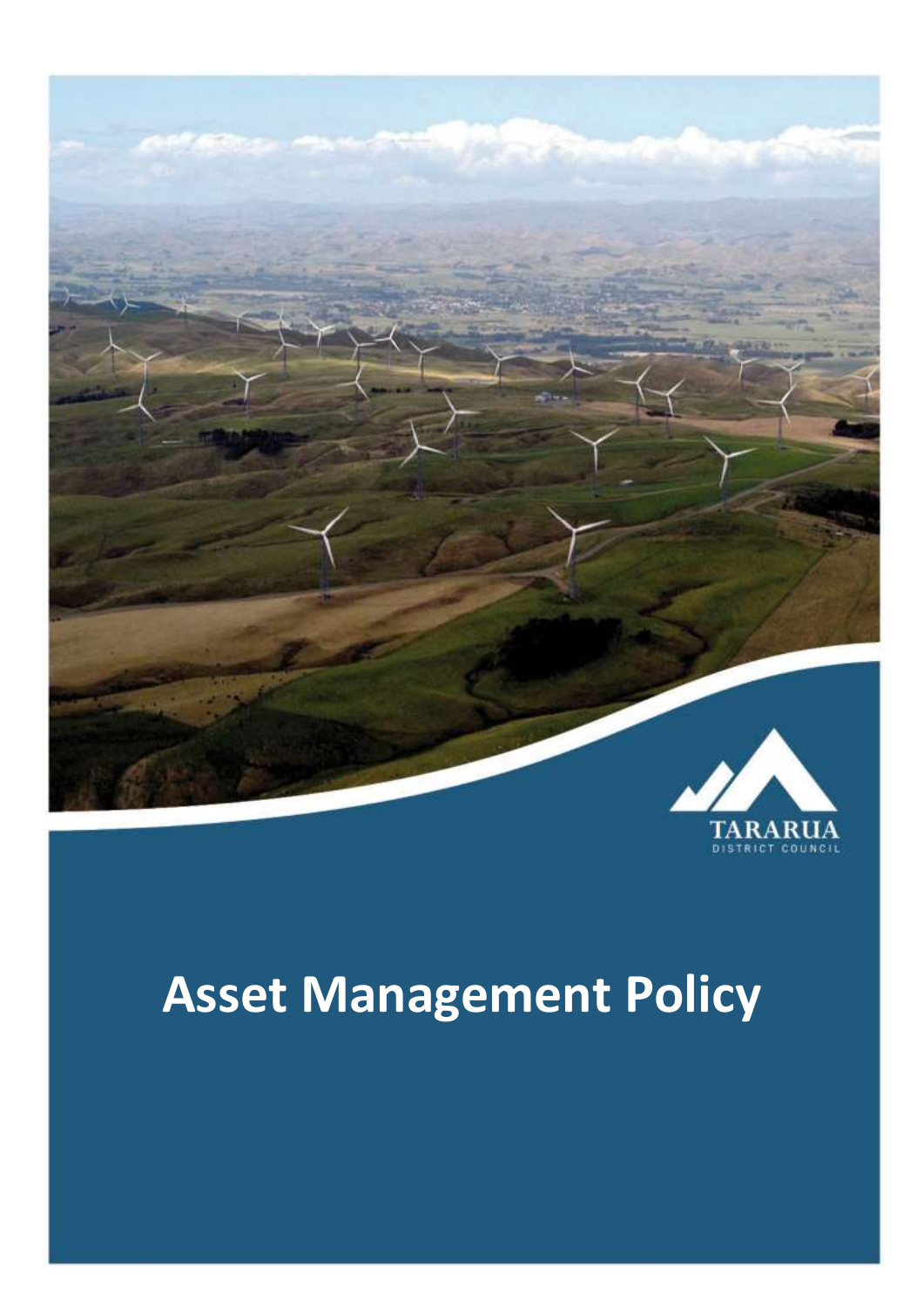TARARUA
DISTRICT COUNCIL

# Asset Management Policy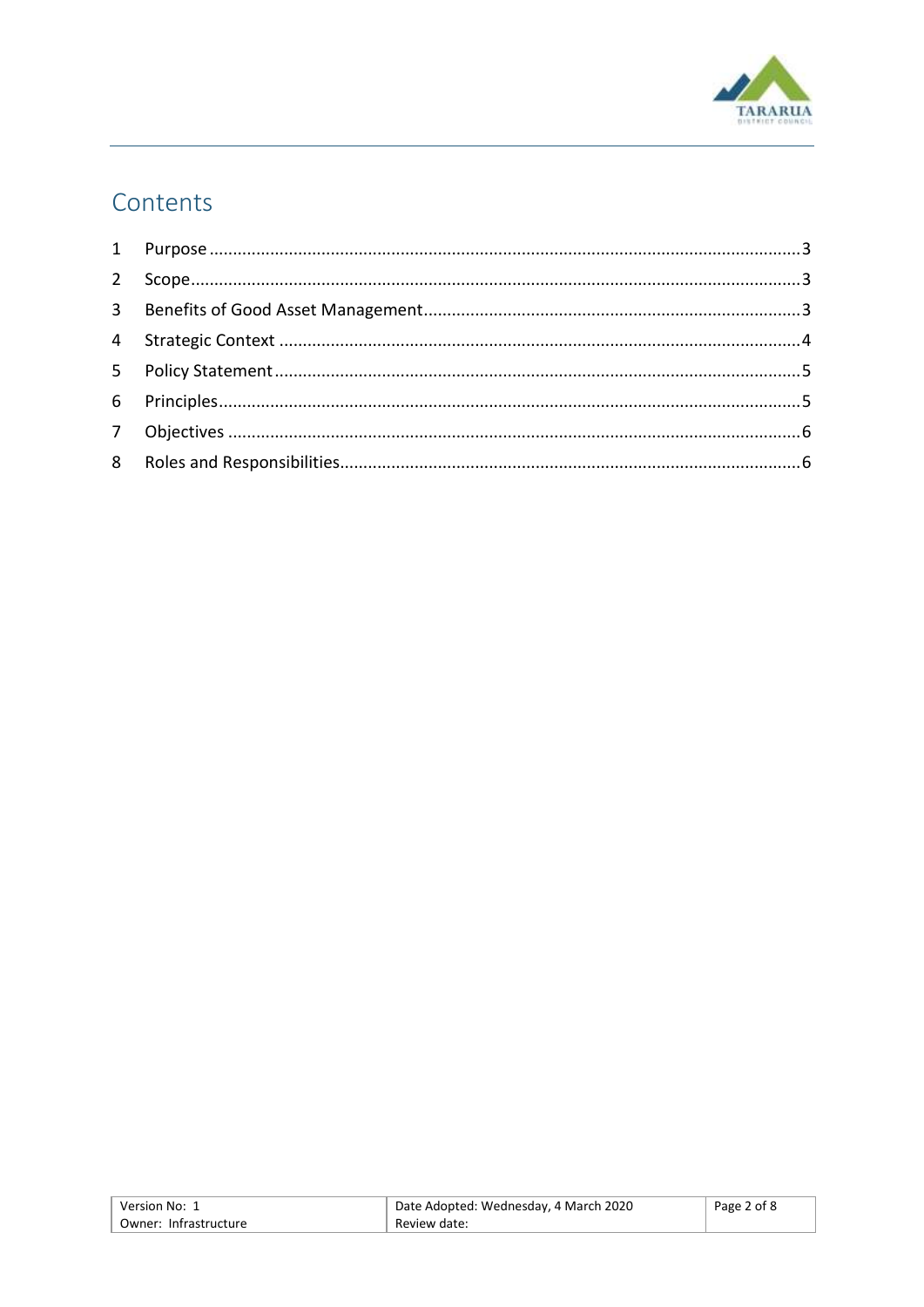# Contents

1 Purpose ..... 3
2 Scope ..... 3
3 Benefits of Good Asset Management ..... 3
4 Strategic Context ..... 4
5 Policy Statement ..... 5
6 Principles ..... 5
7 Objectives ..... 6
8 Roles and Responsibilities ..... 6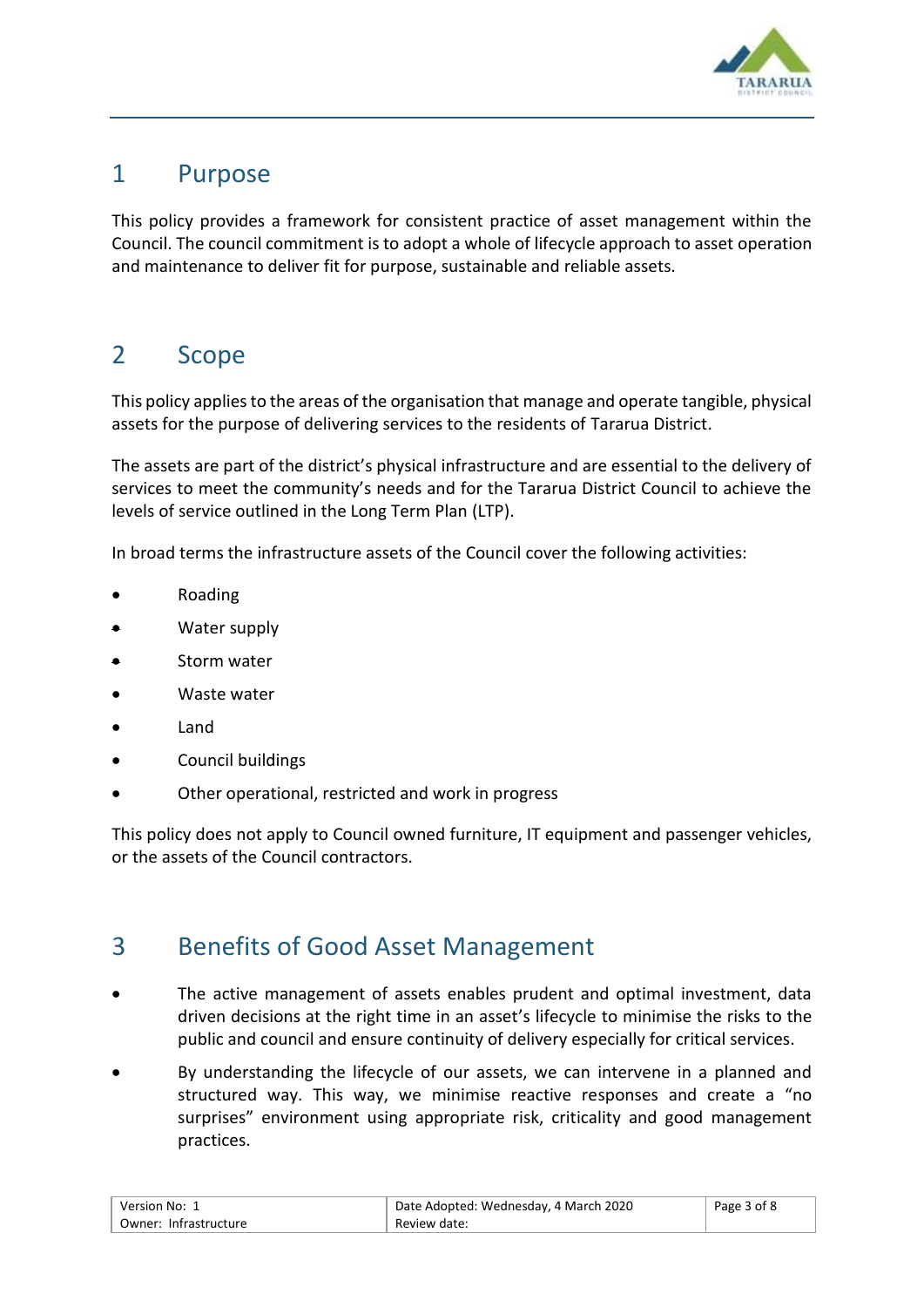# 1 Purpose

This policy provides a framework for consistent practice of asset management within the Council. The council commitment is to adopt a whole of lifecycle approach to asset operation and maintenance to deliver fit for purpose, sustainable and reliable assets.

# 2 Scope

This policy applies to the areas of the organisation that manage and operate tangible, physical assets for the purpose of delivering services to the residents of Tararua District.

The assets are part of the district's physical infrastructure and are essential to the delivery of services to meet the community's needs and for the Tararua District Council to achieve the levels of service outlined in the Long Term Plan (LTP).

In broad terms the infrastructure assets of the Council cover the following activities:

- Roading
- Water supply
- Storm water
- Waste water
- Land
- Council buildings
- Other operational, restricted and work in progress

This policy does not apply to Council owned furniture, IT equipment and passenger vehicles, or the assets of the Council contractors.

# 3 Benefits of Good Asset Management

- The active management of assets enables prudent and optimal investment, data driven decisions at the right time in an asset's lifecycle to minimise the risks to the public and council and ensure continuity of delivery especially for critical services.
- By understanding the lifecycle of our assets, we can intervene in a planned and structured way. This way, we minimise reactive responses and create a "no surprises" environment using appropriate risk, criticality and good management practices.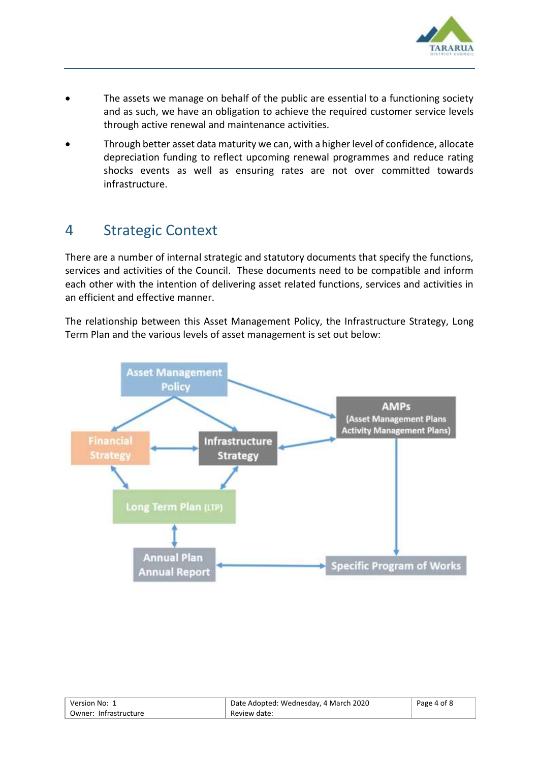- The assets we manage on behalf of the public are essential to a functioning society and as such, we have an obligation to achieve the required customer service levels through active renewal and maintenance activities.
- Through better asset data maturity we can, with a higher level of confidence, allocate depreciation funding to reflect upcoming renewal programmes and reduce rating shocks events as well as ensuring rates are not over committed towards infrastructure.

# 4 Strategic Context

There are a number of internal strategic and statutory documents that specify the functions, services and activities of the Council. These documents need to be compatible and inform each other with the intention of delivering asset related functions, services and activities in an efficient and effective manner.

The relationship between this Asset Management Policy, the Infrastructure Strategy, Long Term Plan and the various levels of asset management is set out below:

Asset Management Policy

Financial Strategy

Infrastructure Strategy

AMPs (Asset Management Plans Activity Management Plans)

Long Term Plan (LTP)

Annual Plan Annual Report

Specific Program of Works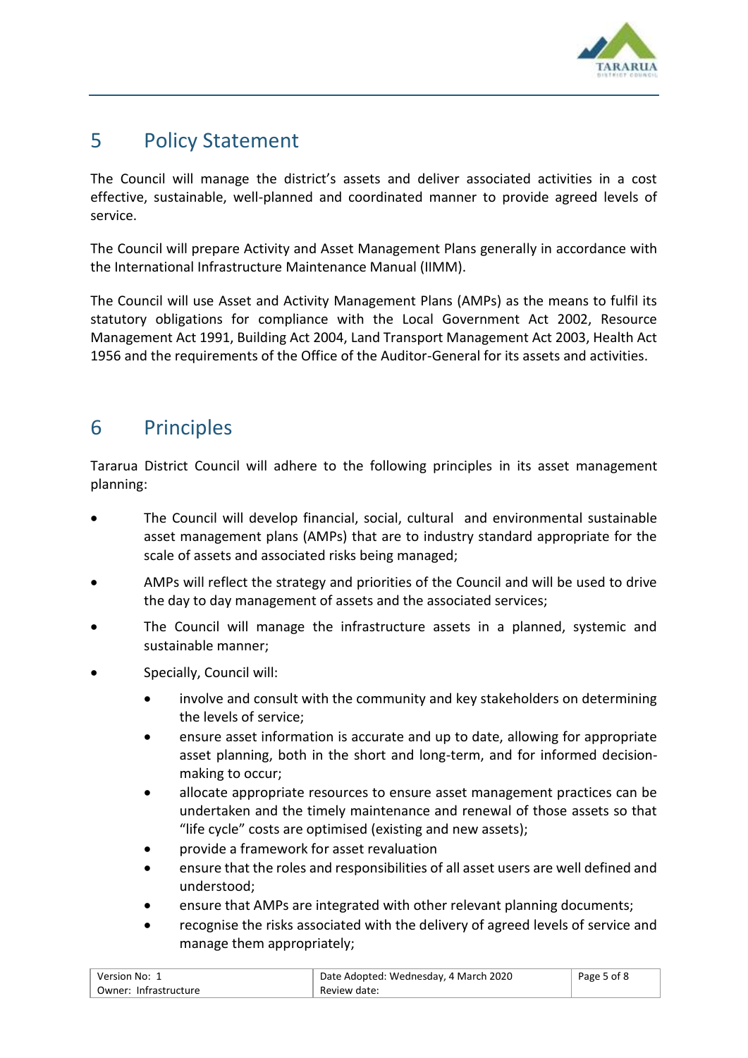## 5 Policy Statement

The Council will manage the district's assets and deliver associated activities in a cost effective, sustainable, well-planned and coordinated manner to provide agreed levels of service.

The Council will prepare Activity and Asset Management Plans generally in accordance with the International Infrastructure Maintenance Manual (IIMM).

The Council will use Asset and Activity Management Plans (AMPs) as the means to fulfil its statutory obligations for compliance with the Local Government Act 2002, Resource Management Act 1991, Building Act 2004, Land Transport Management Act 2003, Health Act 1956 and the requirements of the Office of the Auditor-General for its assets and activities.

## 6 Principles

Tararua District Council will adhere to the following principles in its asset management planning:

- The Council will develop financial, social, cultural and environmental sustainable asset management plans (AMPs) that are to industry standard appropriate for the scale of assets and associated risks being managed;
- AMPs will reflect the strategy and priorities of the Council and will be used to drive the day to day management of assets and the associated services;
- The Council will manage the infrastructure assets in a planned, systemic and sustainable manner;
- Specially, Council will:
    - involve and consult with the community and key stakeholders on determining the levels of service;
    - ensure asset information is accurate and up to date, allowing for appropriate asset planning, both in the short and long-term, and for informed decision-making to occur;
    - allocate appropriate resources to ensure asset management practices can be undertaken and the timely maintenance and renewal of those assets so that "life cycle" costs are optimised (existing and new assets);
    - provide a framework for asset revaluation
    - ensure that the roles and responsibilities of all asset users are well defined and understood;
    - ensure that AMPs are integrated with other relevant planning documents;
    - recognise the risks associated with the delivery of agreed levels of service and manage them appropriately;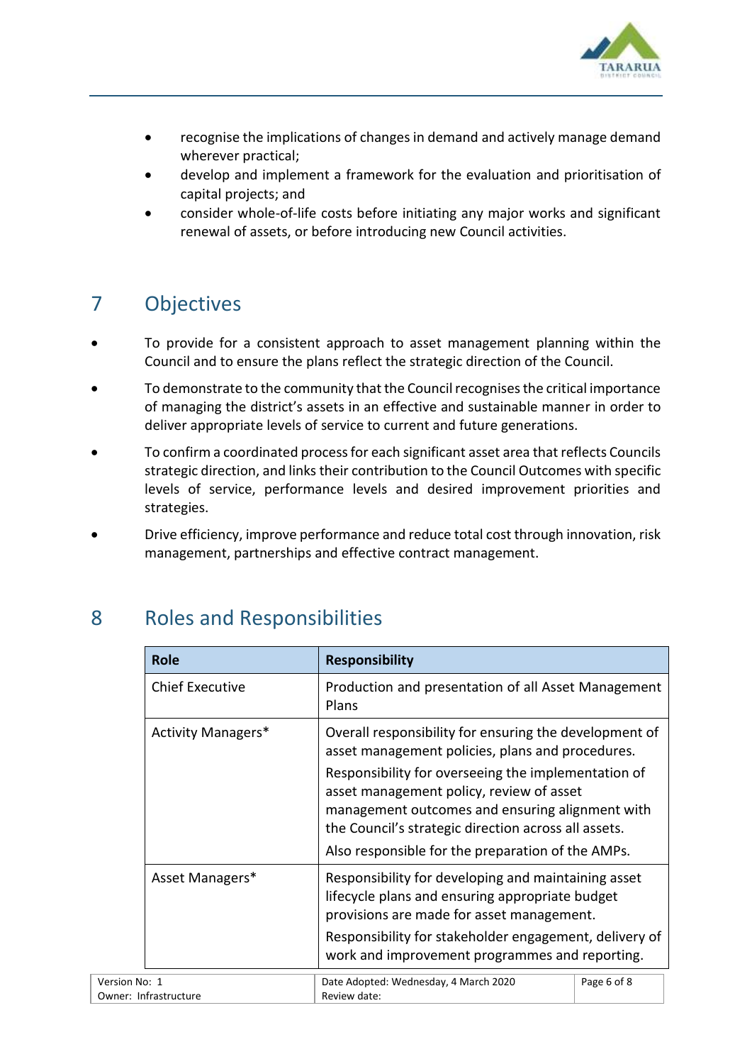- recognise the implications of changes in demand and actively manage demand wherever practical;
- develop and implement a framework for the evaluation and prioritisation of capital projects; and
- consider whole-of-life costs before initiating any major works and significant renewal of assets, or before introducing new Council activities.

# 7 Objectives

- To provide for a consistent approach to asset management planning within the Council and to ensure the plans reflect the strategic direction of the Council.
- To demonstrate to the community that the Council recognises the critical importance of managing the district's assets in an effective and sustainable manner in order to deliver appropriate levels of service to current and future generations.
- To confirm a coordinated process for each significant asset area that reflects Councils strategic direction, and links their contribution to the Council Outcomes with specific levels of service, performance levels and desired improvement priorities and strategies.
- Drive efficiency, improve performance and reduce total cost through innovation, risk management, partnerships and effective contract management.

# 8 Roles and Responsibilities

| Role | Responsibility |
|---|---|
| Chief Executive | Production and presentation of all Asset Management Plans |
| Activity Managers* | Overall responsibility for ensuring the development of asset management policies, plans and procedures.<br>Responsibility for overseeing the implementation of asset management policy, review of asset management outcomes and ensuring alignment with the Council's strategic direction across all assets.<br>Also responsible for the preparation of the AMPs. |
| Asset Managers* | Responsibility for developing and maintaining asset lifecycle plans and ensuring appropriate budget provisions are made for asset management.<br>Responsibility for stakeholder engagement, delivery of work and improvement programmes and reporting. |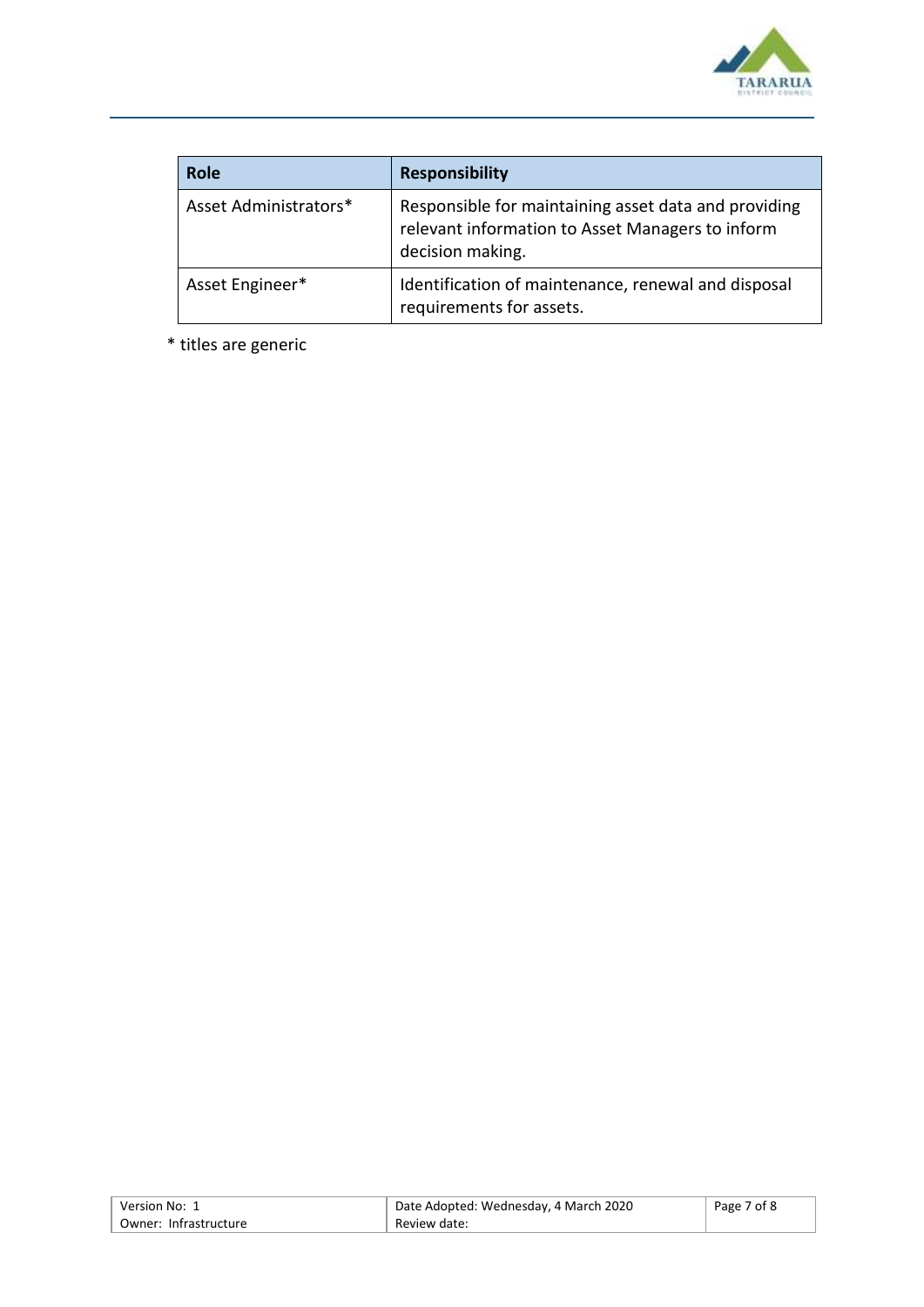| Role | Responsibility |
| --- | --- |
| Asset Administrators* | Responsible for maintaining asset data and providing relevant information to Asset Managers to inform decision making. |
| Asset Engineer* | Identification of maintenance, renewal and disposal requirements for assets. |

* titles are generic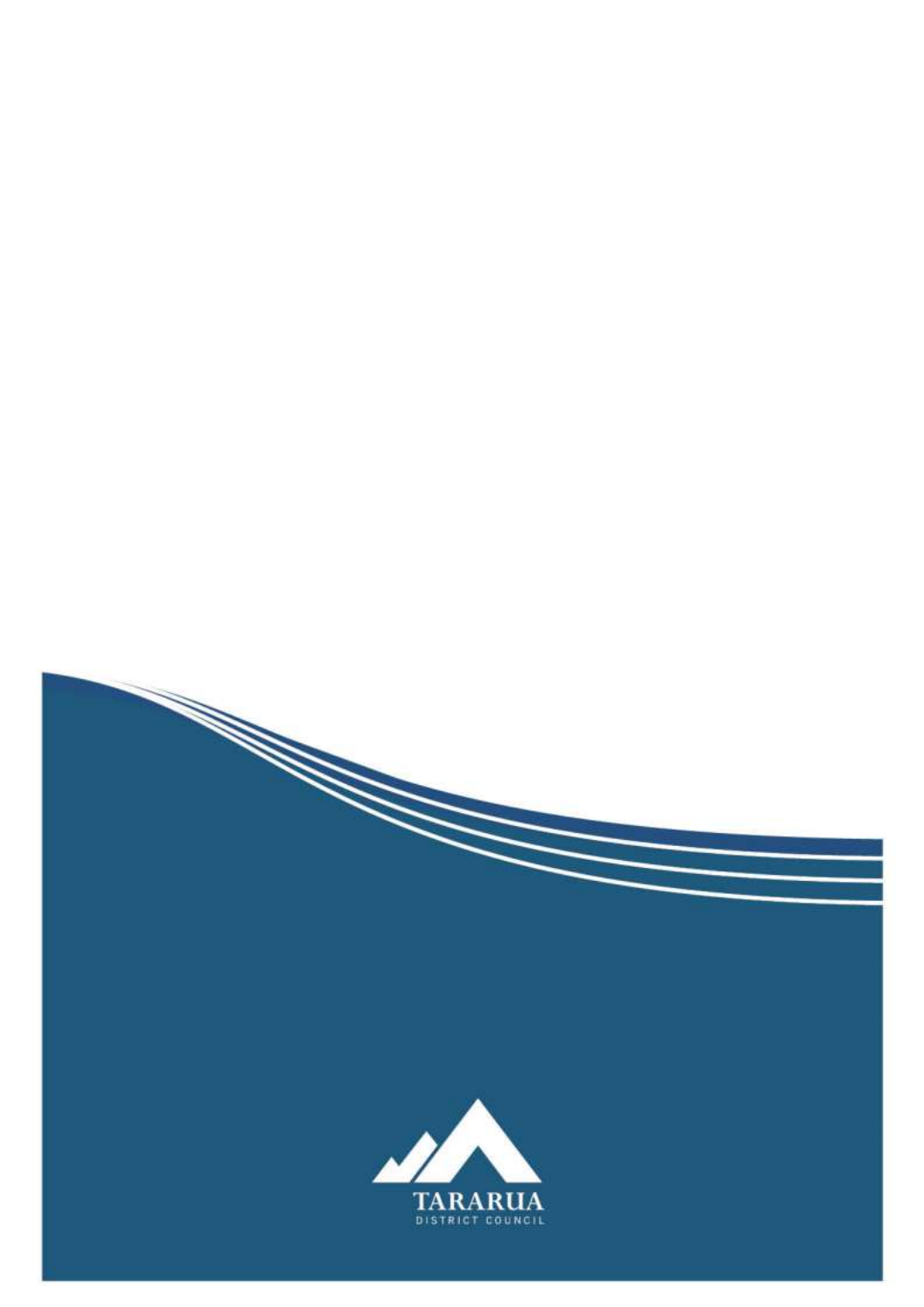TARARUA

DISTRICT COUNCIL